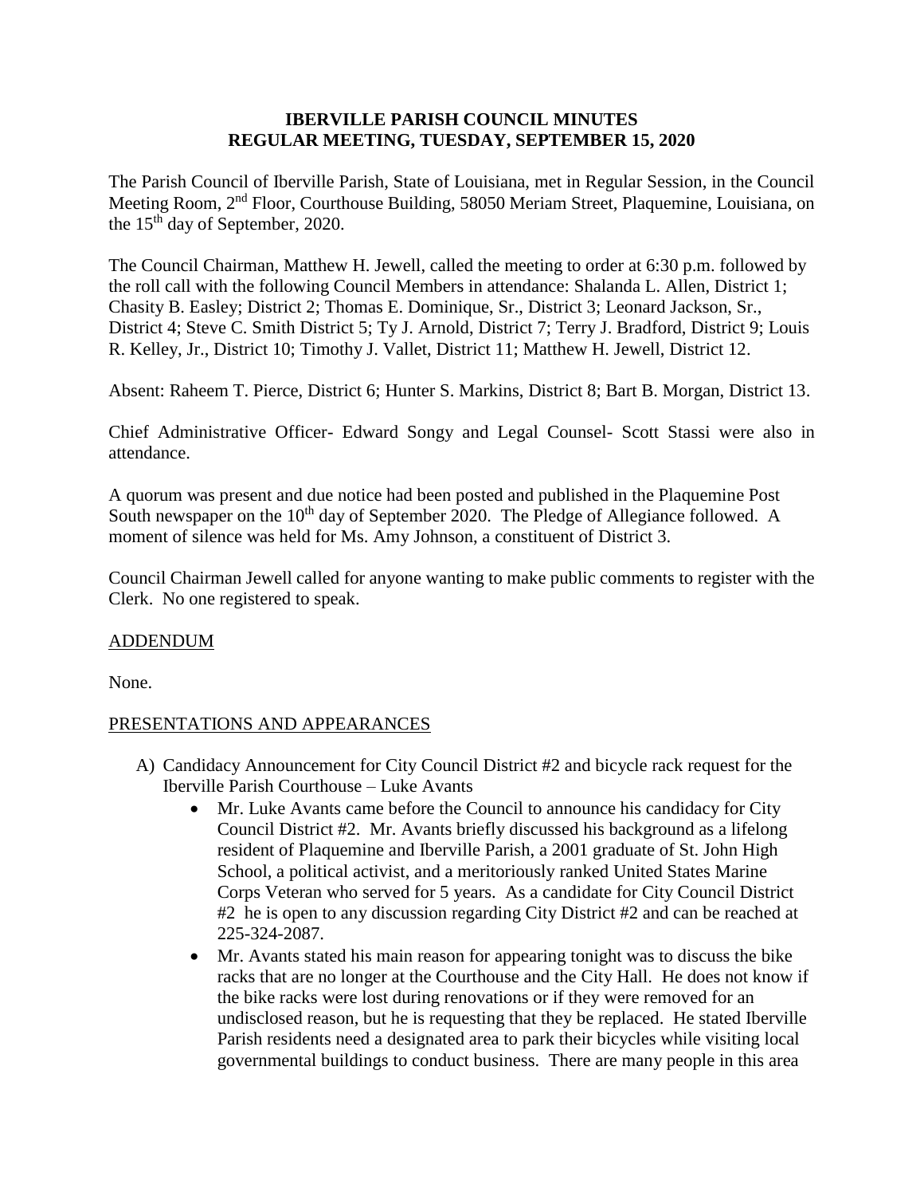# IBERVILLE PARISH COUNCIL MINUTES
# REGULAR MEETING, TUESDAY, SEPTEMBER 15, 2020

The Parish Council of Iberville Parish, State of Louisiana, met in Regular Session, in the Council Meeting Room, 2nd Floor, Courthouse Building, 58050 Meriam Street, Plaquemine, Louisiana, on the 15th day of September, 2020.

The Council Chairman, Matthew H. Jewell, called the meeting to order at 6:30 p.m. followed by the roll call with the following Council Members in attendance: Shalanda L. Allen, District 1; Chasity B. Easley; District 2; Thomas E. Dominique, Sr., District 3; Leonard Jackson, Sr., District 4; Steve C. Smith District 5; Ty J. Arnold, District 7; Terry J. Bradford, District 9; Louis R. Kelley, Jr., District 10; Timothy J. Vallet, District 11; Matthew H. Jewell, District 12.

Absent: Raheem T. Pierce, District 6; Hunter S. Markins, District 8; Bart B. Morgan, District 13.

Chief Administrative Officer- Edward Songy and Legal Counsel- Scott Stassi were also in attendance.

A quorum was present and due notice had been posted and published in the Plaquemine Post South newspaper on the 10th day of September 2020. The Pledge of Allegiance followed. A moment of silence was held for Ms. Amy Johnson, a constituent of District 3.

Council Chairman Jewell called for anyone wanting to make public comments to register with the Clerk. No one registered to speak.

## ADDENDUM

None.

## PRESENTATIONS AND APPEARANCES

A) Candidacy Announcement for City Council District #2 and bicycle rack request for the Iberville Parish Courthouse – Luke Avants

- Mr. Luke Avants came before the Council to announce his candidacy for City Council District #2. Mr. Avants briefly discussed his background as a lifelong resident of Plaquemine and Iberville Parish, a 2001 graduate of St. John High School, a political activist, and a meritoriously ranked United States Marine Corps Veteran who served for 5 years. As a candidate for City Council District #2 he is open to any discussion regarding City District #2 and can be reached at 225-324-2087.
- Mr. Avants stated his main reason for appearing tonight was to discuss the bike racks that are no longer at the Courthouse and the City Hall. He does not know if the bike racks were lost during renovations or if they were removed for an undisclosed reason, but he is requesting that they be replaced. He stated Iberville Parish residents need a designated area to park their bicycles while visiting local governmental buildings to conduct business. There are many people in this area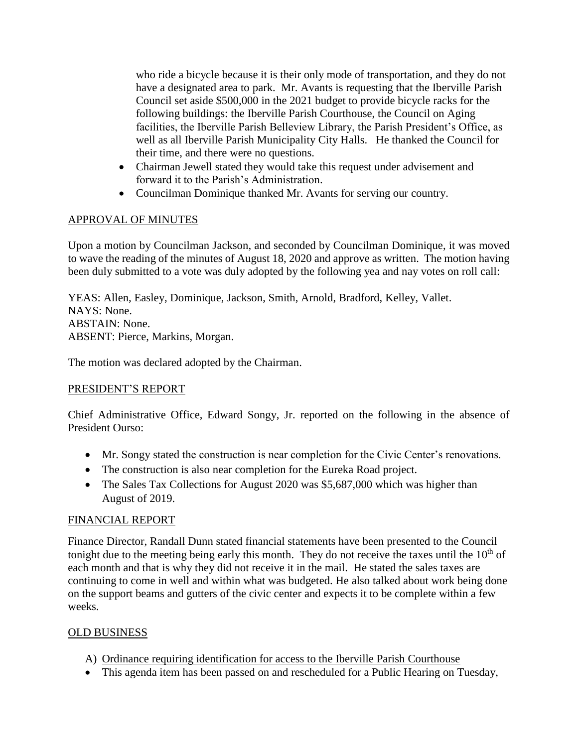who ride a bicycle because it is their only mode of transportation, and they do not have a designated area to park. Mr. Avants is requesting that the Iberville Parish Council set aside $500,000 in the 2021 budget to provide bicycle racks for the following buildings: the Iberville Parish Courthouse, the Council on Aging facilities, the Iberville Parish Belleview Library, the Parish President's Office, as well as all Iberville Parish Municipality City Halls. He thanked the Council for their time, and there were no questions.

- Chairman Jewell stated they would take this request under advisement and forward it to the Parish's Administration.
- Councilman Dominique thanked Mr. Avants for serving our country.

## APPROVAL OF MINUTES

Upon a motion by Councilman Jackson, and seconded by Councilman Dominique, it was moved to wave the reading of the minutes of August 18, 2020 and approve as written. The motion having been duly submitted to a vote was duly adopted by the following yea and nay votes on roll call:

YEAS: Allen, Easley, Dominique, Jackson, Smith, Arnold, Bradford, Kelley, Vallet.
NAYS: None.
ABSTAIN: None.
ABSENT: Pierce, Markins, Morgan.

The motion was declared adopted by the Chairman.

## PRESIDENT'S REPORT

Chief Administrative Office, Edward Songy, Jr. reported on the following in the absence of President Ourso:

- Mr. Songy stated the construction is near completion for the Civic Center's renovations.
- The construction is also near completion for the Eureka Road project.
- The Sales Tax Collections for August 2020 was $5,687,000 which was higher than August of 2019.

## FINANCIAL REPORT

Finance Director, Randall Dunn stated financial statements have been presented to the Council tonight due to the meeting being early this month. They do not receive the taxes until the 10th of each month and that is why they did not receive it in the mail. He stated the sales taxes are continuing to come in well and within what was budgeted. He also talked about work being done on the support beams and gutters of the civic center and expects it to be complete within a few weeks.

## OLD BUSINESS

A) Ordinance requiring identification for access to the Iberville Parish Courthouse

- This agenda item has been passed on and rescheduled for a Public Hearing on Tuesday,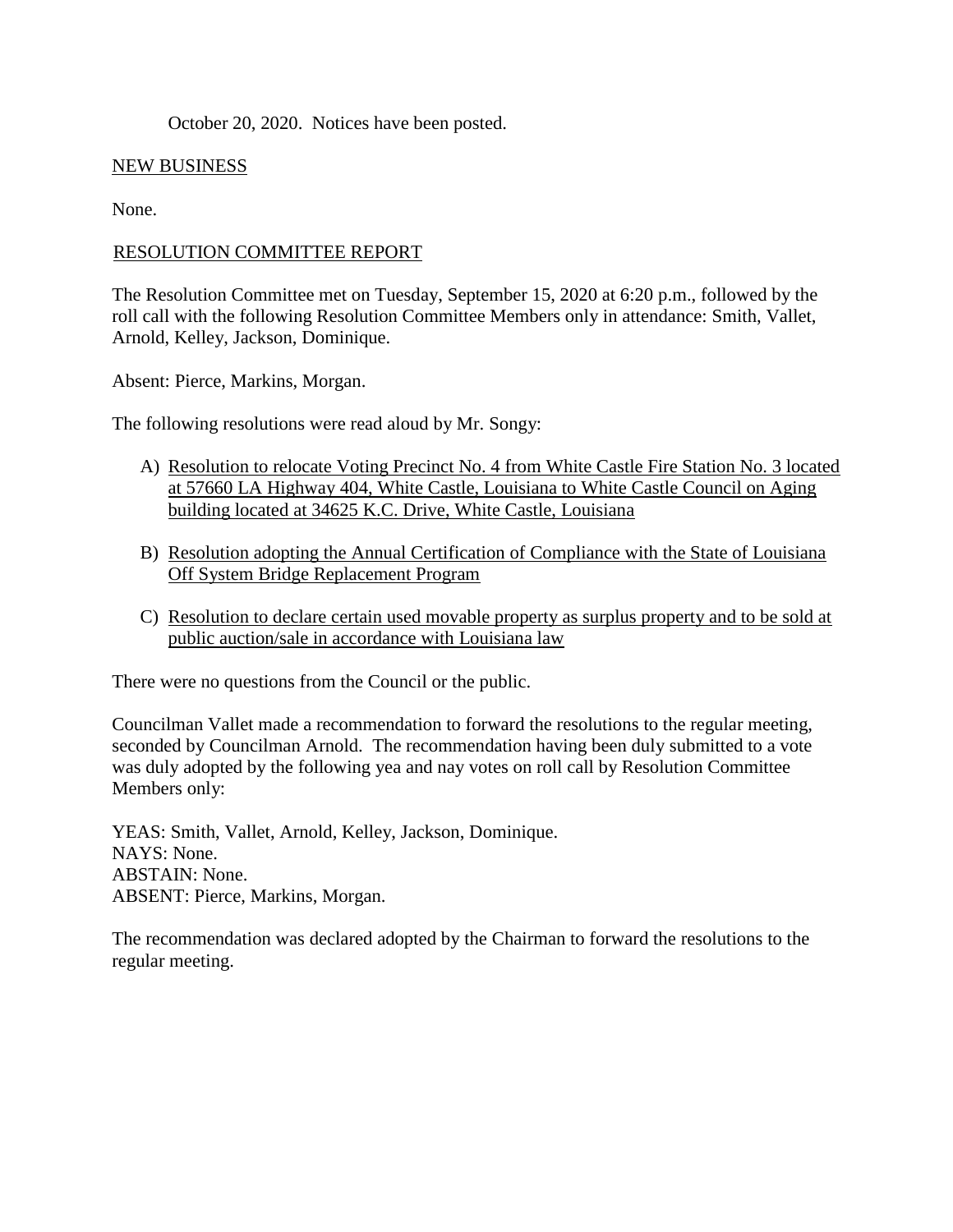October 20, 2020. Notices have been posted.

NEW BUSINESS

None.

RESOLUTION COMMITTEE REPORT

The Resolution Committee met on Tuesday, September 15, 2020 at 6:20 p.m., followed by the roll call with the following Resolution Committee Members only in attendance: Smith, Vallet, Arnold, Kelley, Jackson, Dominique.

Absent: Pierce, Markins, Morgan.

The following resolutions were read aloud by Mr. Songy:

A) Resolution to relocate Voting Precinct No. 4 from White Castle Fire Station No. 3 located at 57660 LA Highway 404, White Castle, Louisiana to White Castle Council on Aging building located at 34625 K.C. Drive, White Castle, Louisiana

B) Resolution adopting the Annual Certification of Compliance with the State of Louisiana Off System Bridge Replacement Program

C) Resolution to declare certain used movable property as surplus property and to be sold at public auction/sale in accordance with Louisiana law

There were no questions from the Council or the public.

Councilman Vallet made a recommendation to forward the resolutions to the regular meeting, seconded by Councilman Arnold. The recommendation having been duly submitted to a vote was duly adopted by the following yea and nay votes on roll call by Resolution Committee Members only:

YEAS: Smith, Vallet, Arnold, Kelley, Jackson, Dominique.
NAYS: None.
ABSTAIN: None.
ABSENT: Pierce, Markins, Morgan.

The recommendation was declared adopted by the Chairman to forward the resolutions to the regular meeting.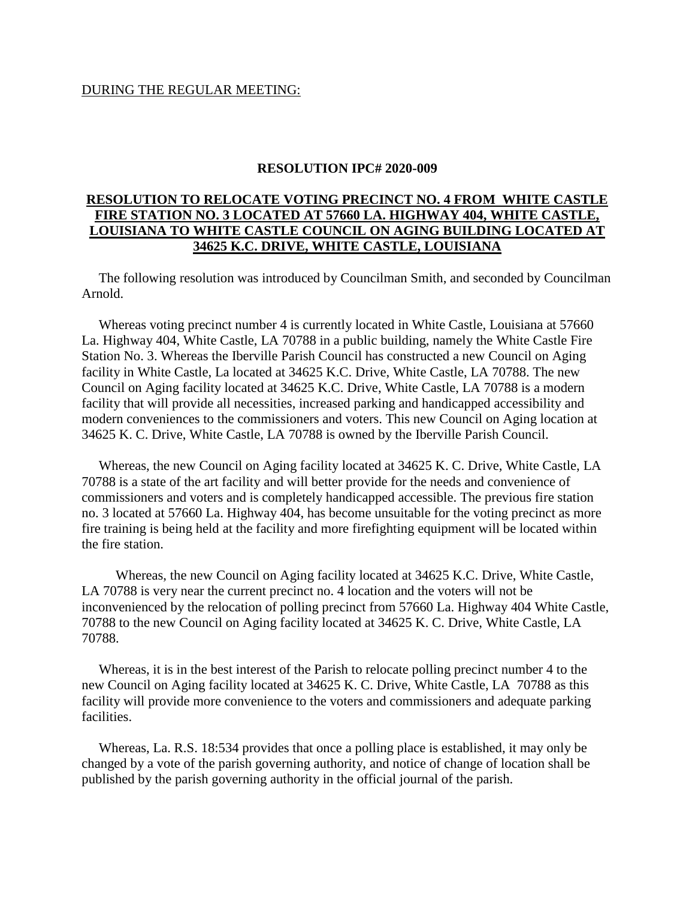DURING THE REGULAR MEETING:

**RESOLUTION IPC# 2020-009**

**RESOLUTION TO RELOCATE VOTING PRECINCT NO. 4 FROM WHITE CASTLE FIRE STATION NO. 3 LOCATED AT 57660 LA. HIGHWAY 404, WHITE CASTLE, LOUISIANA TO WHITE CASTLE COUNCIL ON AGING BUILDING LOCATED AT 34625 K.C. DRIVE, WHITE CASTLE, LOUISIANA**

The following resolution was introduced by Councilman Smith, and seconded by Councilman Arnold.

Whereas voting precinct number 4 is currently located in White Castle, Louisiana at 57660 La. Highway 404, White Castle, LA 70788 in a public building, namely the White Castle Fire Station No. 3. Whereas the Iberville Parish Council has constructed a new Council on Aging facility in White Castle, La located at 34625 K.C. Drive, White Castle, LA 70788. The new Council on Aging facility located at 34625 K.C. Drive, White Castle, LA 70788 is a modern facility that will provide all necessities, increased parking and handicapped accessibility and modern conveniences to the commissioners and voters. This new Council on Aging location at 34625 K. C. Drive, White Castle, LA 70788 is owned by the Iberville Parish Council.

Whereas, the new Council on Aging facility located at 34625 K. C. Drive, White Castle, LA 70788 is a state of the art facility and will better provide for the needs and convenience of commissioners and voters and is completely handicapped accessible. The previous fire station no. 3 located at 57660 La. Highway 404, has become unsuitable for the voting precinct as more fire training is being held at the facility and more firefighting equipment will be located within the fire station.

Whereas, the new Council on Aging facility located at 34625 K.C. Drive, White Castle, LA 70788 is very near the current precinct no. 4 location and the voters will not be inconvenienced by the relocation of polling precinct from 57660 La. Highway 404 White Castle, 70788 to the new Council on Aging facility located at 34625 K. C. Drive, White Castle, LA 70788.

Whereas, it is in the best interest of the Parish to relocate polling precinct number 4 to the new Council on Aging facility located at 34625 K. C. Drive, White Castle, LA 70788 as this facility will provide more convenience to the voters and commissioners and adequate parking facilities.

Whereas, La. R.S. 18:534 provides that once a polling place is established, it may only be changed by a vote of the parish governing authority, and notice of change of location shall be published by the parish governing authority in the official journal of the parish.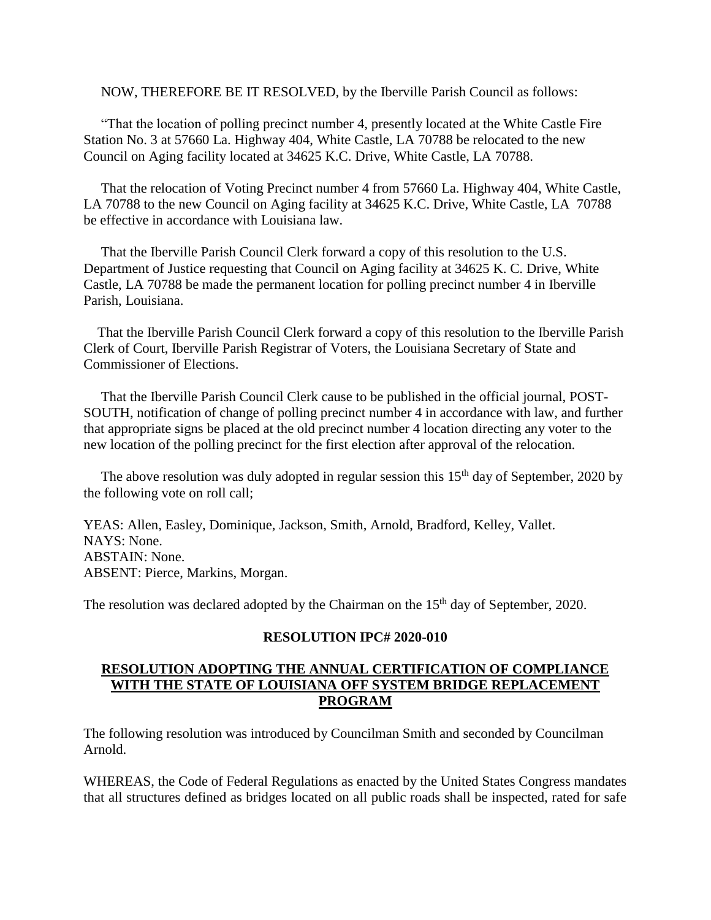NOW, THEREFORE BE IT RESOLVED, by the Iberville Parish Council as follows:

"That the location of polling precinct number 4, presently located at the White Castle Fire Station No. 3 at 57660 La. Highway 404, White Castle, LA 70788 be relocated to the new Council on Aging facility located at 34625 K.C. Drive, White Castle, LA 70788.

That the relocation of Voting Precinct number 4 from 57660 La. Highway 404, White Castle, LA 70788 to the new Council on Aging facility at 34625 K.C. Drive, White Castle, LA 70788 be effective in accordance with Louisiana law.

That the Iberville Parish Council Clerk forward a copy of this resolution to the U.S. Department of Justice requesting that Council on Aging facility at 34625 K. C. Drive, White Castle, LA 70788 be made the permanent location for polling precinct number 4 in Iberville Parish, Louisiana.

That the Iberville Parish Council Clerk forward a copy of this resolution to the Iberville Parish Clerk of Court, Iberville Parish Registrar of Voters, the Louisiana Secretary of State and Commissioner of Elections.

That the Iberville Parish Council Clerk cause to be published in the official journal, POST-SOUTH, notification of change of polling precinct number 4 in accordance with law, and further that appropriate signs be placed at the old precinct number 4 location directing any voter to the new location of the polling precinct for the first election after approval of the relocation.

The above resolution was duly adopted in regular session this 15th day of September, 2020 by the following vote on roll call;

YEAS: Allen, Easley, Dominique, Jackson, Smith, Arnold, Bradford, Kelley, Vallet.
NAYS: None.
ABSTAIN: None.
ABSENT: Pierce, Markins, Morgan.

The resolution was declared adopted by the Chairman on the 15th day of September, 2020.

**RESOLUTION IPC# 2020-010**

**RESOLUTION ADOPTING THE ANNUAL CERTIFICATION OF COMPLIANCE WITH THE STATE OF LOUISIANA OFF SYSTEM BRIDGE REPLACEMENT PROGRAM**

The following resolution was introduced by Councilman Smith and seconded by Councilman Arnold.

WHEREAS, the Code of Federal Regulations as enacted by the United States Congress mandates that all structures defined as bridges located on all public roads shall be inspected, rated for safe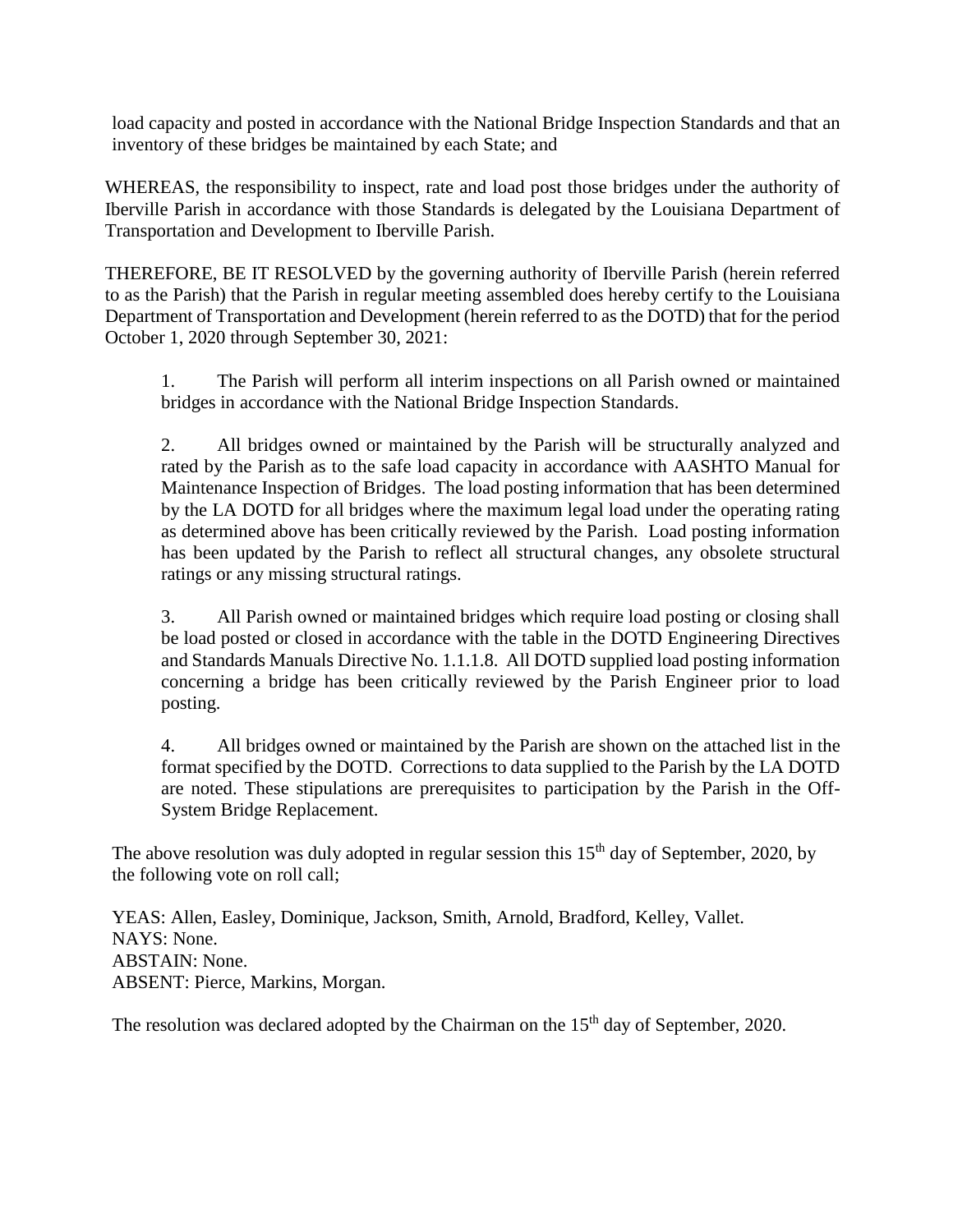load capacity and posted in accordance with the National Bridge Inspection Standards and that an inventory of these bridges be maintained by each State; and

WHEREAS, the responsibility to inspect, rate and load post those bridges under the authority of Iberville Parish in accordance with those Standards is delegated by the Louisiana Department of Transportation and Development to Iberville Parish.

THEREFORE, BE IT RESOLVED by the governing authority of Iberville Parish (herein referred to as the Parish) that the Parish in regular meeting assembled does hereby certify to the Louisiana Department of Transportation and Development (herein referred to as the DOTD) that for the period October 1, 2020 through September 30, 2021:

1. The Parish will perform all interim inspections on all Parish owned or maintained bridges in accordance with the National Bridge Inspection Standards.

2. All bridges owned or maintained by the Parish will be structurally analyzed and rated by the Parish as to the safe load capacity in accordance with AASHTO Manual for Maintenance Inspection of Bridges. The load posting information that has been determined by the LA DOTD for all bridges where the maximum legal load under the operating rating as determined above has been critically reviewed by the Parish. Load posting information has been updated by the Parish to reflect all structural changes, any obsolete structural ratings or any missing structural ratings.

3. All Parish owned or maintained bridges which require load posting or closing shall be load posted or closed in accordance with the table in the DOTD Engineering Directives and Standards Manuals Directive No. 1.1.1.8. All DOTD supplied load posting information concerning a bridge has been critically reviewed by the Parish Engineer prior to load posting.

4. All bridges owned or maintained by the Parish are shown on the attached list in the format specified by the DOTD. Corrections to data supplied to the Parish by the LA DOTD are noted. These stipulations are prerequisites to participation by the Parish in the Off-System Bridge Replacement.

The above resolution was duly adopted in regular session this 15th day of September, 2020, by the following vote on roll call;

YEAS: Allen, Easley, Dominique, Jackson, Smith, Arnold, Bradford, Kelley, Vallet.
NAYS: None.
ABSTAIN: None.
ABSENT: Pierce, Markins, Morgan.

The resolution was declared adopted by the Chairman on the 15th day of September, 2020.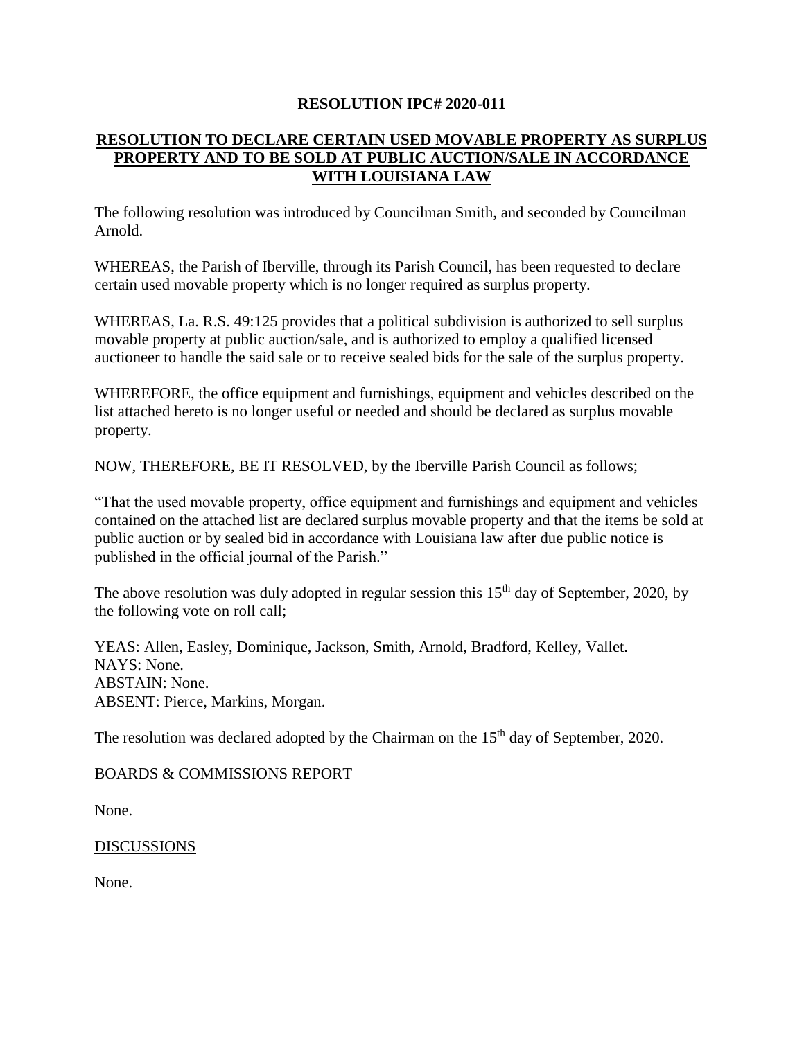**RESOLUTION IPC# 2020-011**

**RESOLUTION TO DECLARE CERTAIN USED MOVABLE PROPERTY AS SURPLUS PROPERTY AND TO BE SOLD AT PUBLIC AUCTION/SALE IN ACCORDANCE WITH LOUISIANA LAW**

The following resolution was introduced by Councilman Smith, and seconded by Councilman Arnold.

WHEREAS, the Parish of Iberville, through its Parish Council, has been requested to declare certain used movable property which is no longer required as surplus property.

WHEREAS, La. R.S. 49:125 provides that a political subdivision is authorized to sell surplus movable property at public auction/sale, and is authorized to employ a qualified licensed auctioneer to handle the said sale or to receive sealed bids for the sale of the surplus property.

WHEREFORE, the office equipment and furnishings, equipment and vehicles described on the list attached hereto is no longer useful or needed and should be declared as surplus movable property.

NOW, THEREFORE, BE IT RESOLVED, by the Iberville Parish Council as follows;

"That the used movable property, office equipment and furnishings and equipment and vehicles contained on the attached list are declared surplus movable property and that the items be sold at public auction or by sealed bid in accordance with Louisiana law after due public notice is published in the official journal of the Parish."

The above resolution was duly adopted in regular session this 15th day of September, 2020, by the following vote on roll call;

YEAS: Allen, Easley, Dominique, Jackson, Smith, Arnold, Bradford, Kelley, Vallet.
NAYS: None.
ABSTAIN: None.
ABSENT: Pierce, Markins, Morgan.

The resolution was declared adopted by the Chairman on the 15th day of September, 2020.

BOARDS & COMMISSIONS REPORT

None.

DISCUSSIONS

None.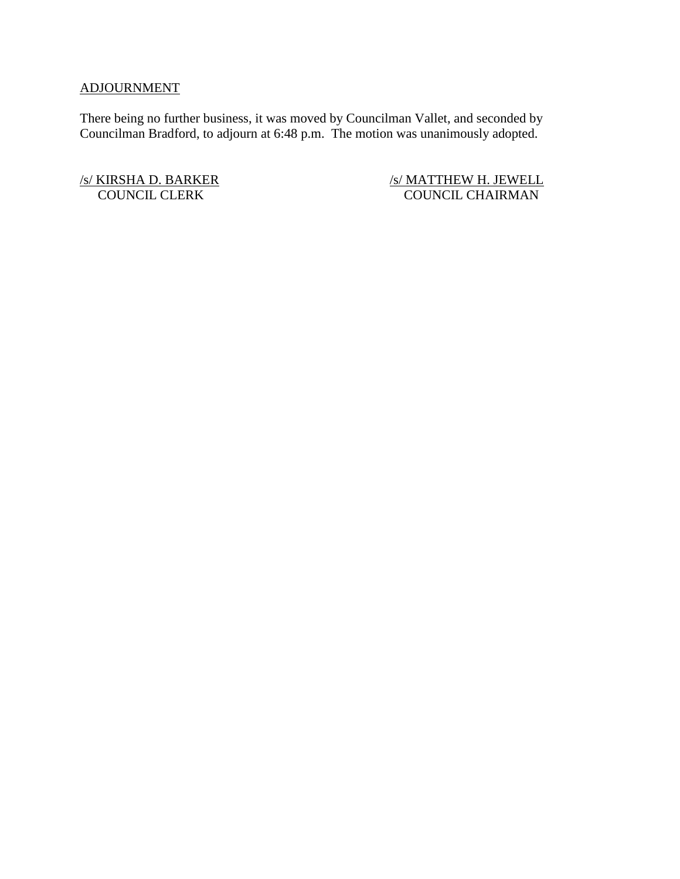ADJOURNMENT

There being no further business, it was moved by Councilman Vallet, and seconded by Councilman Bradford, to adjourn at 6:48 p.m. The motion was unanimously adopted.

| | |
|---|---|
| /s/ KIRSHA D. BARKER | /s/ MATTHEW H. JEWELL |
| COUNCIL CLERK | COUNCIL CHAIRMAN |